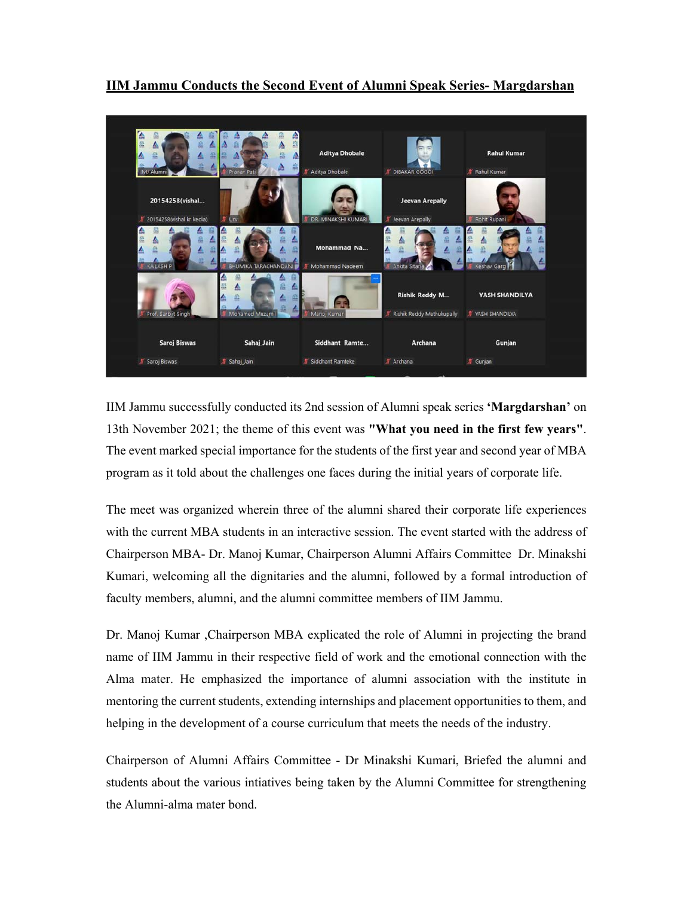# IIM Jammu Conducts the Second Event of Alumni Speak Series- Margdarshan

IIM Jammu successfully conducted its 2nd session of Alumni speak series **'Margdarshan'** on 13th November 2021; the theme of this event was **"What you need in the first few years"**. The event marked special importance for the students of the first year and second year of MBA program as it told about the challenges one faces during the initial years of corporate life.

The meet was organized wherein three of the alumni shared their corporate life experiences with the current MBA students in an interactive session. The event started with the address of Chairperson MBA- Dr. Manoj Kumar, Chairperson Alumni Affairs Committee Dr. Minakshi Kumari, welcoming all the dignitaries and the alumni, followed by a formal introduction of faculty members, alumni, and the alumni committee members of IIM Jammu.

Dr. Manoj Kumar ,Chairperson MBA explicated the role of Alumni in projecting the brand name of IIM Jammu in their respective field of work and the emotional connection with the Alma mater. He emphasized the importance of alumni association with the institute in mentoring the current students, extending internships and placement opportunities to them, and helping in the development of a course curriculum that meets the needs of the industry.

Chairperson of Alumni Affairs Committee - Dr Minakshi Kumari, Briefed the alumni and students about the various intiatives being taken by the Alumni Committee for strengthening the Alumni-alma mater bond.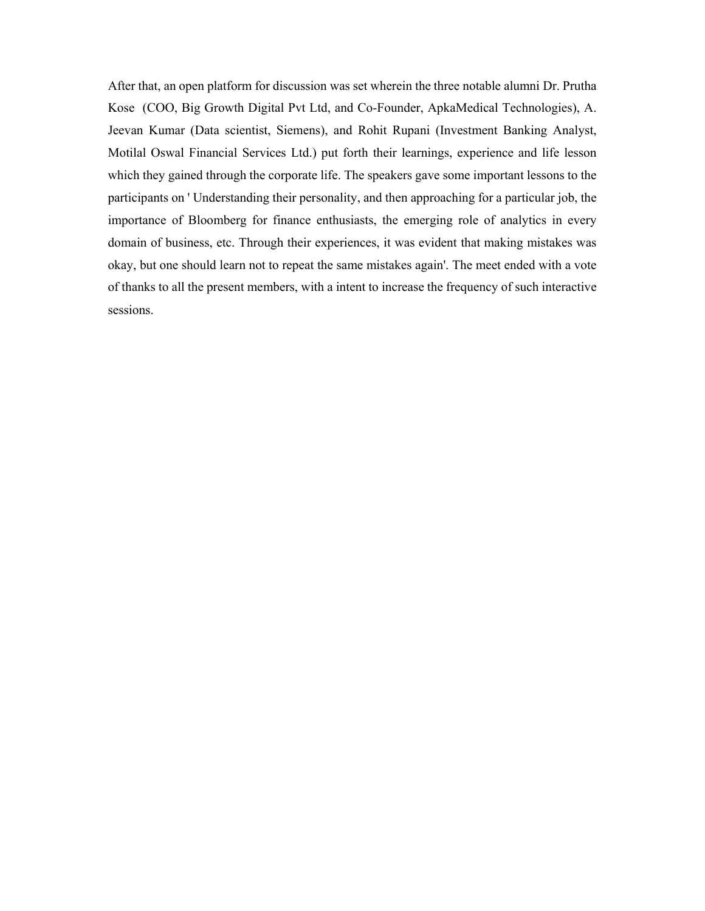After that, an open platform for discussion was set wherein the three notable alumni Dr. Prutha Kose (COO, Big Growth Digital Pvt Ltd, and Co-Founder, ApkaMedical Technologies), A. Jeevan Kumar (Data scientist, Siemens), and Rohit Rupani (Investment Banking Analyst, Motilal Oswal Financial Services Ltd.) put forth their learnings, experience and life lesson which they gained through the corporate life. The speakers gave some important lessons to the participants on ' Understanding their personality, and then approaching for a particular job, the importance of Bloomberg for finance enthusiasts, the emerging role of analytics in every domain of business, etc. Through their experiences, it was evident that making mistakes was okay, but one should learn not to repeat the same mistakes again'. The meet ended with a vote of thanks to all the present members, with a intent to increase the frequency of such interactive sessions.